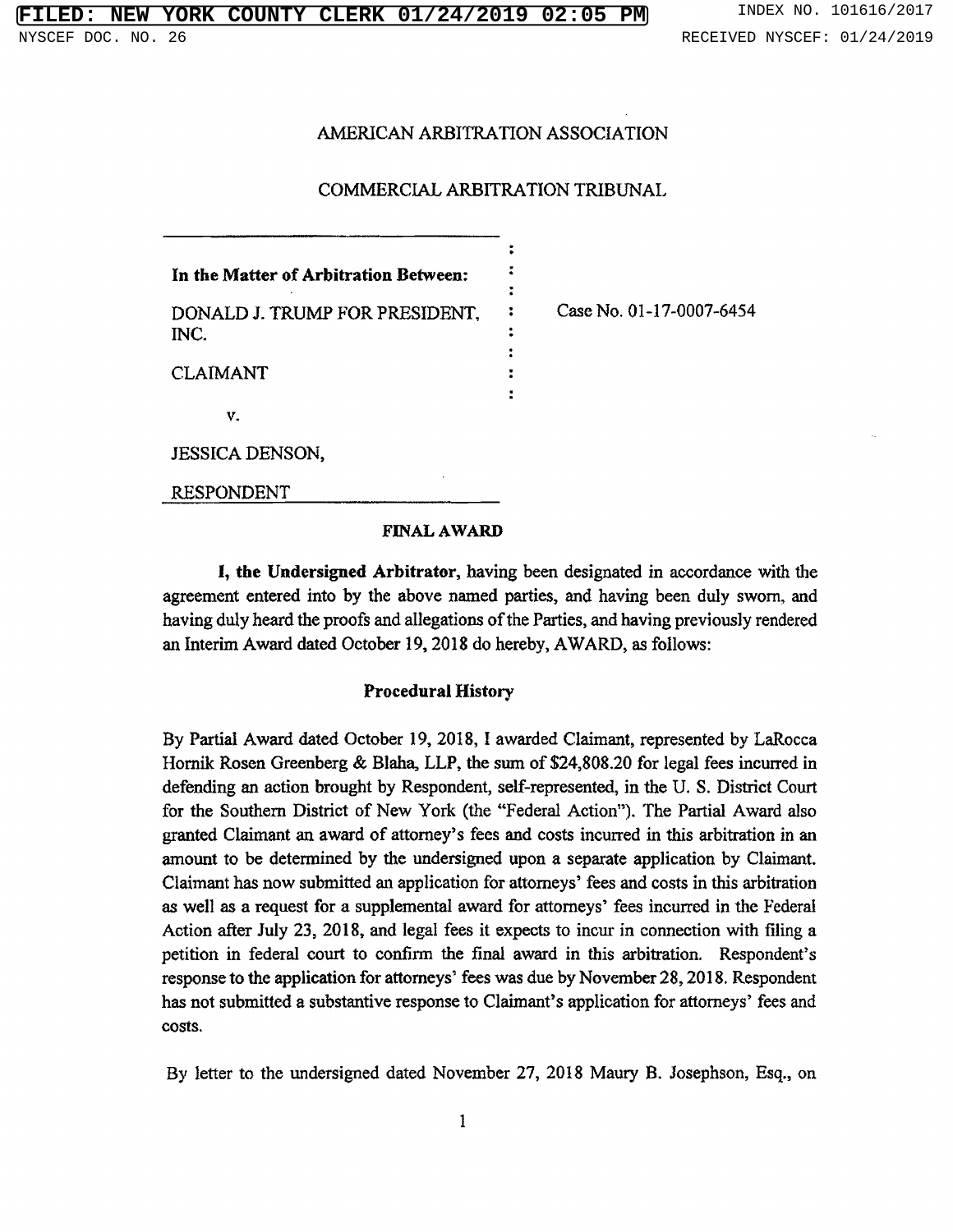AMERICAN ARBITRATION ASSOCIATION

COMMERCIAL ARBITRATION TRIBUNAL

**In the Matter of Arbitration Between:**

DONALD J. TRUMP FOR PRESIDENT, INC.

CLAIMANT

v.

JESSICA DENSON,

RESPONDENT

Case No. 01-17-0007-6454

**FINAL AWARD**

**I, the Undersigned Arbitrator,** having been designated in accordance with the agreement entered into by the above named parties, and having been duly sworn, and having duly heard the proofs and allegations of the Parties, and having previously rendered an Interim Award dated October 19, 2018 do hereby, AWARD, as follows:

**Procedural History**

By Partial Award dated October 19, 2018, I awarded Claimant, represented by LaRocca Hornik Rosen Greenberg & Blaha, LLP, the sum of $24,808.20 for legal fees incurred in defending an action brought by Respondent, self-represented, in the U. S. District Court for the Southern District of New York (the "Federal Action"). The Partial Award also granted Claimant an award of attorney's fees and costs incurred in this arbitration in an amount to be determined by the undersigned upon a separate application by Claimant. Claimant has now submitted an application for attorneys' fees and costs in this arbitration as well as a request for a supplemental award for attorneys' fees incurred in the Federal Action after July 23, 2018, and legal fees it expects to incur in connection with filing a petition in federal court to confirm the final award in this arbitration. Respondent's response to the application for attorneys' fees was due by November 28, 2018. Respondent has not submitted a substantive response to Claimant's application for attorneys' fees and costs.

By letter to the undersigned dated November 27, 2018 Maury B. Josephson, Esq., on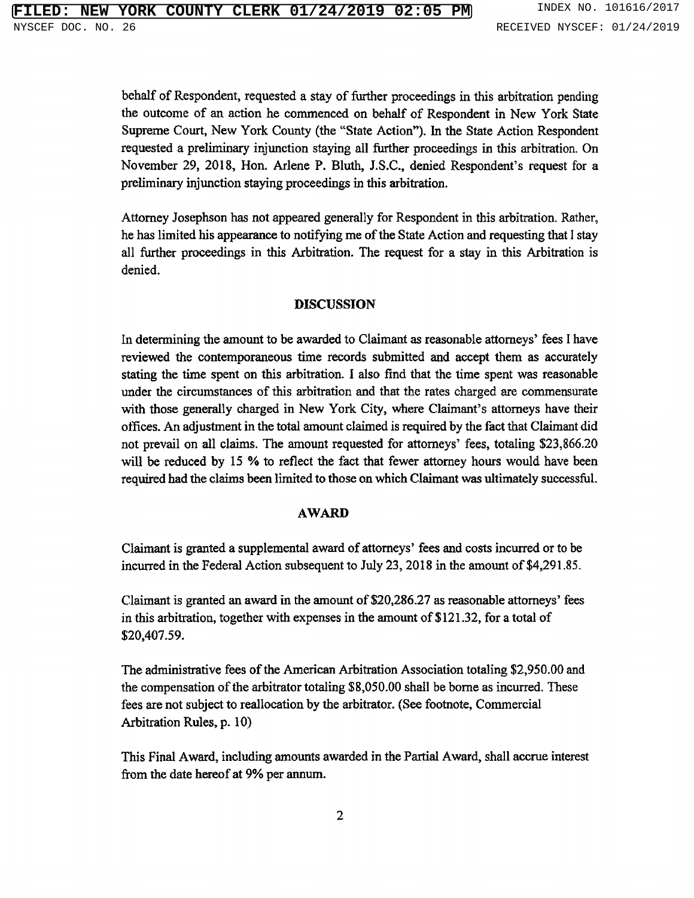behalf of Respondent, requested a stay of further proceedings in this arbitration pending the outcome of an action he commenced on behalf of Respondent in New York State Supreme Court, New York County (the "State Action"). In the State Action Respondent requested a preliminary injunction staying all further proceedings in this arbitration. On November 29, 2018, Hon. Arlene P. Bluth, J.S.C., denied Respondent's request for a preliminary injunction staying proceedings in this arbitration.

Attorney Josephson has not appeared generally for Respondent in this arbitration. Rather, he has limited his appearance to notifying me of the State Action and requesting that I stay all further proceedings in this Arbitration. The request for a stay in this Arbitration is denied.

## DISCUSSION

In determining the amount to be awarded to Claimant as reasonable attorneys' fees I have reviewed the contemporaneous time records submitted and accept them as accurately stating the time spent on this arbitration. I also find that the time spent was reasonable under the circumstances of this arbitration and that the rates charged are commensurate with those generally charged in New York City, where Claimant's attorneys have their offices. An adjustment in the total amount claimed is required by the fact that Claimant did not prevail on all claims. The amount requested for attorneys' fees, totaling $23,866.20 will be reduced by 15 % to reflect the fact that fewer attorney hours would have been required had the claims been limited to those on which Claimant was ultimately successful.

## AWARD

Claimant is granted a supplemental award of attorneys' fees and costs incurred or to be incurred in the Federal Action subsequent to July 23, 2018 in the amount of $4,291.85.

Claimant is granted an award in the amount of $20,286.27 as reasonable attorneys' fees in this arbitration, together with expenses in the amount of $121.32, for a total of $20,407.59.

The administrative fees of the American Arbitration Association totaling $2,950.00 and the compensation of the arbitrator totaling $8,050.00 shall be borne as incurred. These fees are not subject to reallocation by the arbitrator. (See footnote, Commercial Arbitration Rules, p. 10)

This Final Award, including amounts awarded in the Partial Award, shall accrue interest from the date hereof at 9% per annum.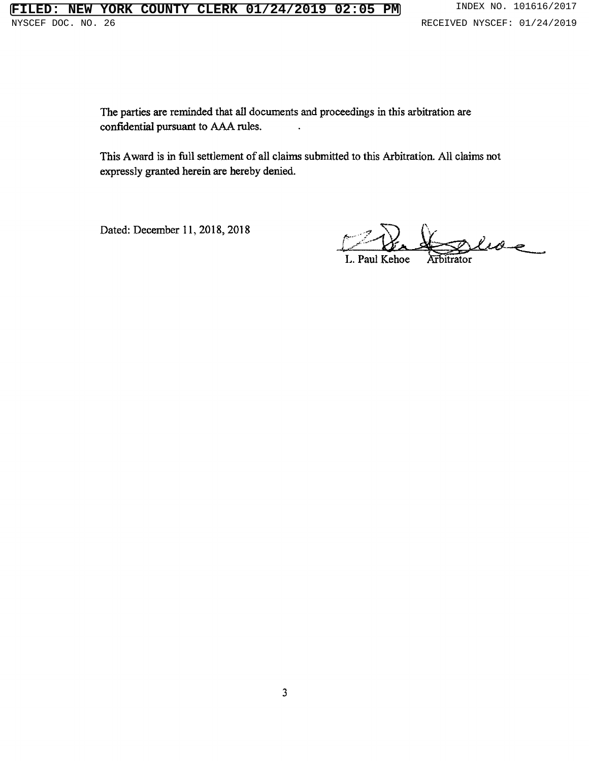The parties are reminded that all documents and proceedings in this arbitration are confidential pursuant to AAA rules.

This Award is in full settlement of all claims submitted to this Arbitration. All claims not expressly granted herein are hereby denied.

Dated: December 11, 2018, 2018

L. Paul Kehoe Arbitrator